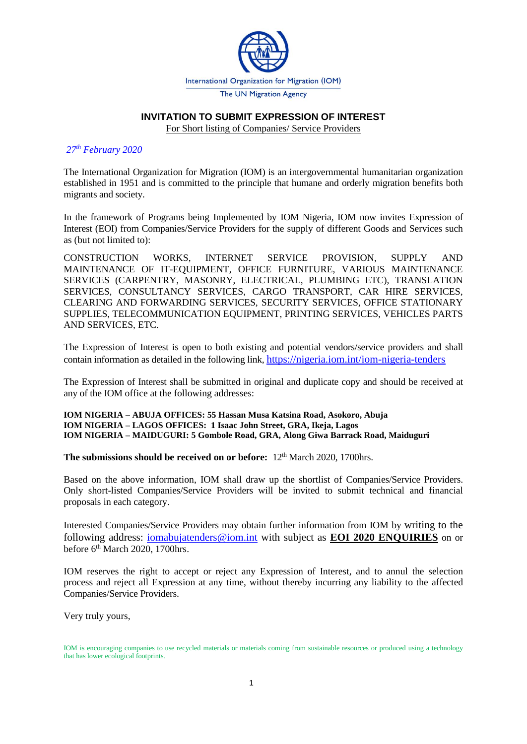International Organization for Migration (IOM)

The UN Migration Agency

## INVITATION TO SUBMIT EXPRESSION OF INTEREST

For Short listing of Companies/ Service Providers

*27th February 2020*

The International Organization for Migration (IOM) is an intergovernmental humanitarian organization established in 1951 and is committed to the principle that humane and orderly migration benefits both migrants and society.

In the framework of Programs being Implemented by IOM Nigeria, IOM now invites Expression of Interest (EOI) from Companies/Service Providers for the supply of different Goods and Services such as (but not limited to):

CONSTRUCTION WORKS, INTERNET SERVICE PROVISION, SUPPLY AND MAINTENANCE OF IT-EQUIPMENT, OFFICE FURNITURE, VARIOUS MAINTENANCE SERVICES (CARPENTRY, MASONRY, ELECTRICAL, PLUMBING ETC), TRANSLATION SERVICES, CONSULTANCY SERVICES, CARGO TRANSPORT, CAR HIRE SERVICES, CLEARING AND FORWARDING SERVICES, SECURITY SERVICES, OFFICE STATIONARY SUPPLIES, TELECOMMUNICATION EQUIPMENT, PRINTING SERVICES, VEHICLES PARTS AND SERVICES, ETC.

The Expression of Interest is open to both existing and potential vendors/service providers and shall contain information as detailed in the following link, https://nigeria.iom.int/iom-nigeria-tenders

The Expression of Interest shall be submitted in original and duplicate copy and should be received at any of the IOM office at the following addresses:

**IOM NIGERIA – ABUJA OFFICES: 55 Hassan Musa Katsina Road, Asokoro, Abuja**
**IOM NIGERIA – LAGOS OFFICES: 1 Isaac John Street, GRA, Ikeja, Lagos**
**IOM NIGERIA – MAIDUGURI: 5 Gombole Road, GRA, Along Giwa Barrack Road, Maiduguri**

**The submissions should be received on or before:** 12th March 2020, 1700hrs.

Based on the above information, IOM shall draw up the shortlist of Companies/Service Providers. Only short-listed Companies/Service Providers will be invited to submit technical and financial proposals in each category.

Interested Companies/Service Providers may obtain further information from IOM by writing to the following address: iomabujatenders@iom.int with subject as **EOI 2020 ENQUIRIES** on or before 6th March 2020, 1700hrs.

IOM reserves the right to accept or reject any Expression of Interest, and to annul the selection process and reject all Expression at any time, without thereby incurring any liability to the affected Companies/Service Providers.

Very truly yours,

IOM is encouraging companies to use recycled materials or materials coming from sustainable resources or produced using a technology that has lower ecological footprints.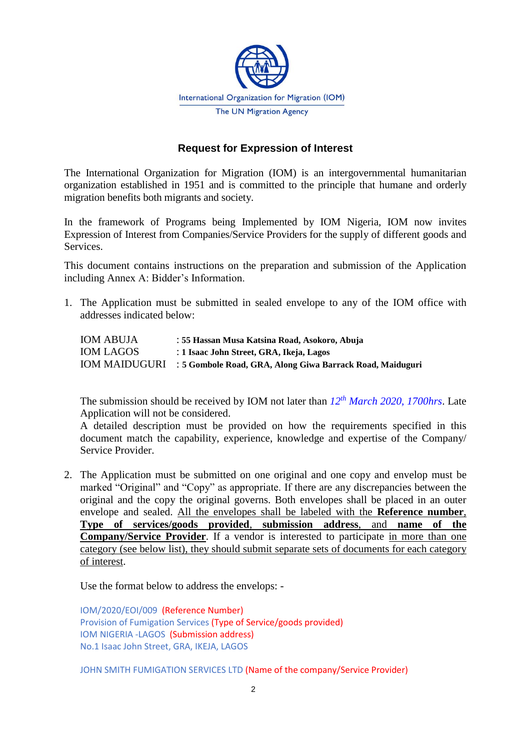International Organization for Migration (IOM)
The UN Migration Agency

## Request for Expression of Interest

The International Organization for Migration (IOM) is an intergovernmental humanitarian organization established in 1951 and is committed to the principle that humane and orderly migration benefits both migrants and society.

In the framework of Programs being Implemented by IOM Nigeria, IOM now invites Expression of Interest from Companies/Service Providers for the supply of different goods and Services.

This document contains instructions on the preparation and submission of the Application including Annex A: Bidder's Information.

1. The Application must be submitted in sealed envelope to any of the IOM office with addresses indicated below:

   | | |
   |---|---|
   | IOM ABUJA | : **55 Hassan Musa Katsina Road, Asokoro, Abuja** |
   | IOM LAGOS | : **1 Isaac John Street, GRA, Ikeja, Lagos** |
   | IOM MAIDUGURI | : **5 Gombole Road, GRA, Along Giwa Barrack Road, Maiduguri** |

   The submission should be received by IOM not later than *12th March 2020, 1700hrs*. Late Application will not be considered.
   A detailed description must be provided on how the requirements specified in this document match the capability, experience, knowledge and expertise of the Company/ Service Provider.

2. The Application must be submitted on one original and one copy and envelop must be marked "Original" and "Copy" as appropriate. If there are any discrepancies between the original and the copy the original governs. Both envelopes shall be placed in an outer envelope and sealed. All the envelopes shall be labeled with the **Reference number**, **Type of services/goods provided**, **submission address**, and **name of the Company/Service Provider**. If a vendor is interested to participate in more than one category (see below list), they should submit separate sets of documents for each category of interest.

   Use the format below to address the envelops: -

   IOM/2020/EOI/009 (Reference Number)
   Provision of Fumigation Services (Type of Service/goods provided)
   IOM NIGERIA -LAGOS (Submission address)
   No.1 Isaac John Street, GRA, IKEJA, LAGOS

   JOHN SMITH FUMIGATION SERVICES LTD (Name of the company/Service Provider)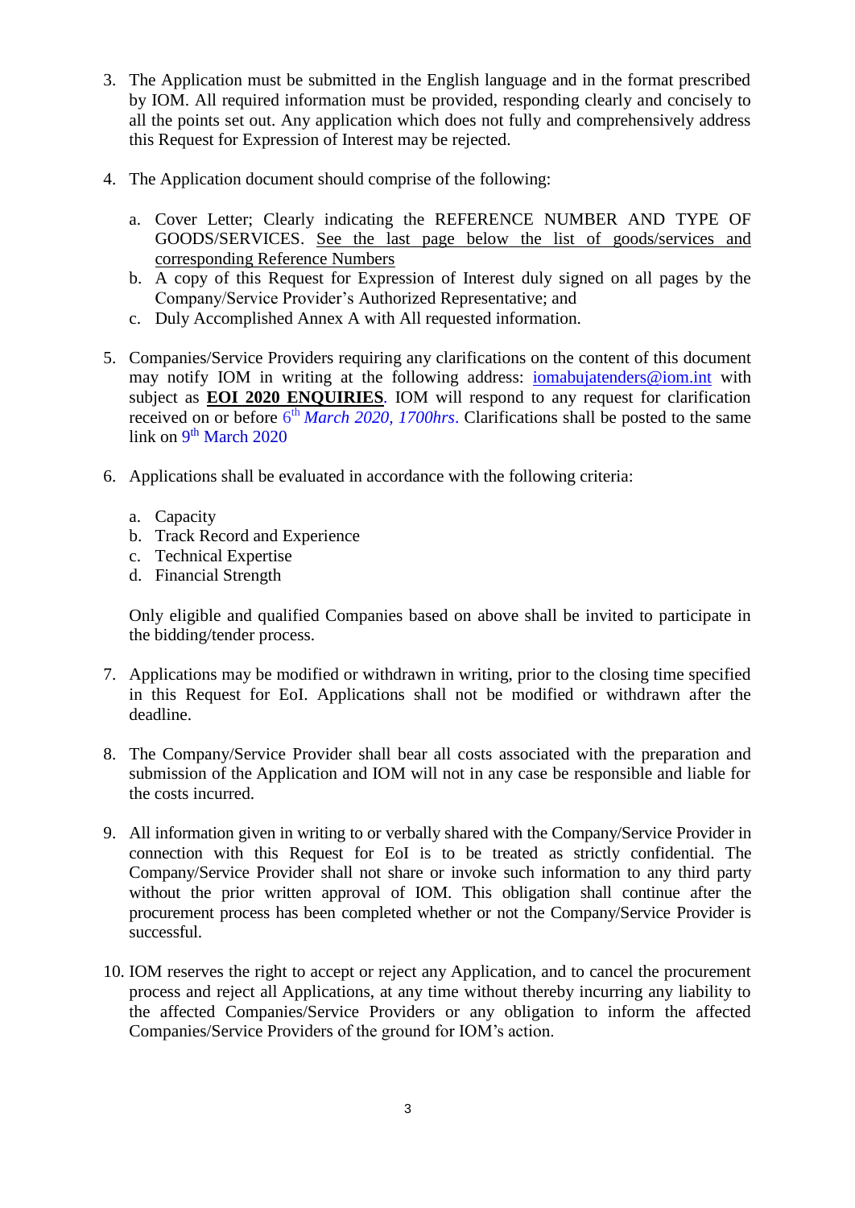3. The Application must be submitted in the English language and in the format prescribed by IOM. All required information must be provided, responding clearly and concisely to all the points set out. Any application which does not fully and comprehensively address this Request for Expression of Interest may be rejected.

4. The Application document should comprise of the following:

   a. Cover Letter; Clearly indicating the REFERENCE NUMBER AND TYPE OF GOODS/SERVICES. See the last page below the list of goods/services and corresponding Reference Numbers
   b. A copy of this Request for Expression of Interest duly signed on all pages by the Company/Service Provider's Authorized Representative; and
   c. Duly Accomplished Annex A with All requested information.

5. Companies/Service Providers requiring any clarifications on the content of this document may notify IOM in writing at the following address: iomabujatenders@iom.int with subject as **EOI 2020 ENQUIRIES**. IOM will respond to any request for clarification received on or before 6th *March 2020, 1700hrs*. Clarifications shall be posted to the same link on 9th March 2020

6. Applications shall be evaluated in accordance with the following criteria:

   a. Capacity
   b. Track Record and Experience
   c. Technical Expertise
   d. Financial Strength

   Only eligible and qualified Companies based on above shall be invited to participate in the bidding/tender process.

7. Applications may be modified or withdrawn in writing, prior to the closing time specified in this Request for EoI. Applications shall not be modified or withdrawn after the deadline.

8. The Company/Service Provider shall bear all costs associated with the preparation and submission of the Application and IOM will not in any case be responsible and liable for the costs incurred.

9. All information given in writing to or verbally shared with the Company/Service Provider in connection with this Request for EoI is to be treated as strictly confidential. The Company/Service Provider shall not share or invoke such information to any third party without the prior written approval of IOM. This obligation shall continue after the procurement process has been completed whether or not the Company/Service Provider is successful.

10. IOM reserves the right to accept or reject any Application, and to cancel the procurement process and reject all Applications, at any time without thereby incurring any liability to the affected Companies/Service Providers or any obligation to inform the affected Companies/Service Providers of the ground for IOM's action.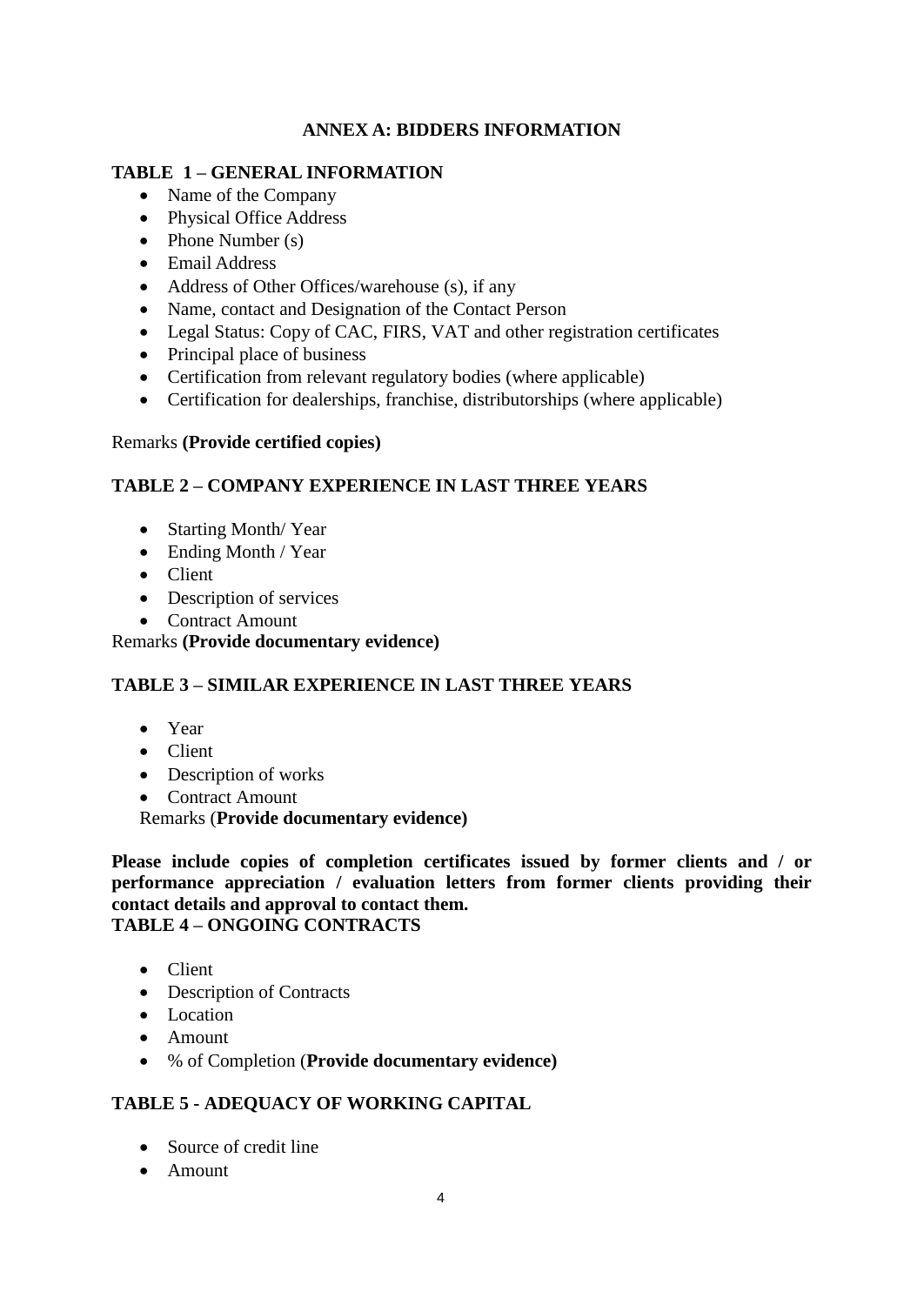## ANNEX A: BIDDERS INFORMATION

### TABLE 1 – GENERAL INFORMATION

- Name of the Company
- Physical Office Address
- Phone Number (s)
- Email Address
- Address of Other Offices/warehouse (s), if any
- Name, contact and Designation of the Contact Person
- Legal Status: Copy of CAC, FIRS, VAT and other registration certificates
- Principal place of business
- Certification from relevant regulatory bodies (where applicable)
- Certification for dealerships, franchise, distributorships (where applicable)

Remarks **(Provide certified copies)**

### TABLE 2 – COMPANY EXPERIENCE IN LAST THREE YEARS

- Starting Month/ Year
- Ending Month / Year
- Client
- Description of services
- Contract Amount

Remarks **(Provide documentary evidence)**

### TABLE 3 – SIMILAR EXPERIENCE IN LAST THREE YEARS

- Year
- Client
- Description of works
- Contract Amount

Remarks (**Provide documentary evidence)**

**Please include copies of completion certificates issued by former clients and / or performance appreciation / evaluation letters from former clients providing their contact details and approval to contact them.**

### TABLE 4 – ONGOING CONTRACTS

- Client
- Description of Contracts
- Location
- Amount
- % of Completion (**Provide documentary evidence)**

### TABLE 5 - ADEQUACY OF WORKING CAPITAL

- Source of credit line
- Amount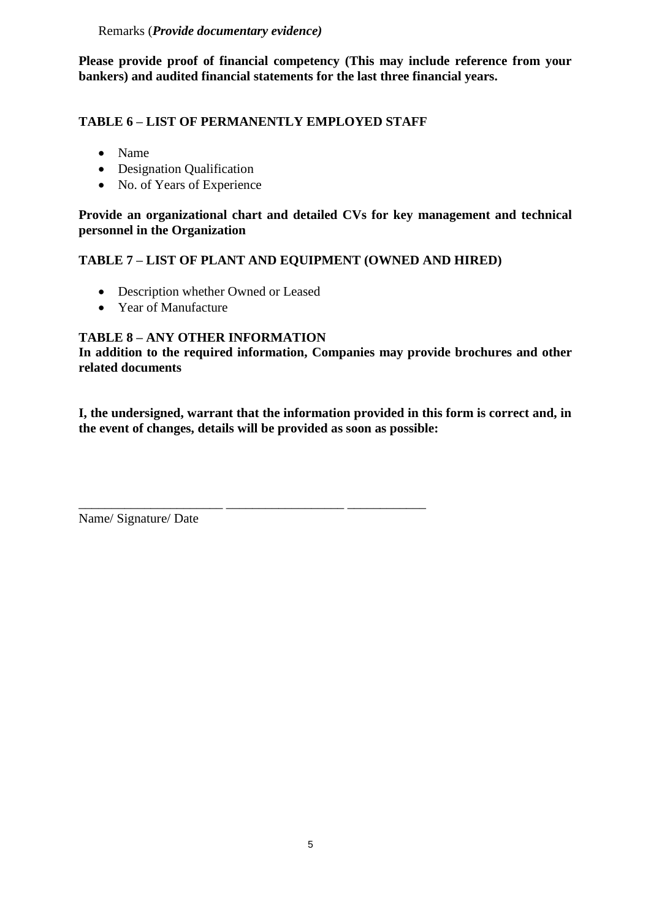Remarks (***Provide documentary evidence)***

**Please provide proof of financial competency (This may include reference from your bankers) and audited financial statements for the last three financial years.**

**TABLE 6 – LIST OF PERMANENTLY EMPLOYED STAFF**

- Name
- Designation Qualification
- No. of Years of Experience

**Provide an organizational chart and detailed CVs for key management and technical personnel in the Organization**

**TABLE 7 – LIST OF PLANT AND EQUIPMENT (OWNED AND HIRED)**

- Description whether Owned or Leased
- Year of Manufacture

**TABLE 8 – ANY OTHER INFORMATION**

**In addition to the required information, Companies may provide brochures and other related documents**

**I, the undersigned, warrant that the information provided in this form is correct and, in the event of changes, details will be provided as soon as possible:**

______________________ _________________ ____________

Name/ Signature/ Date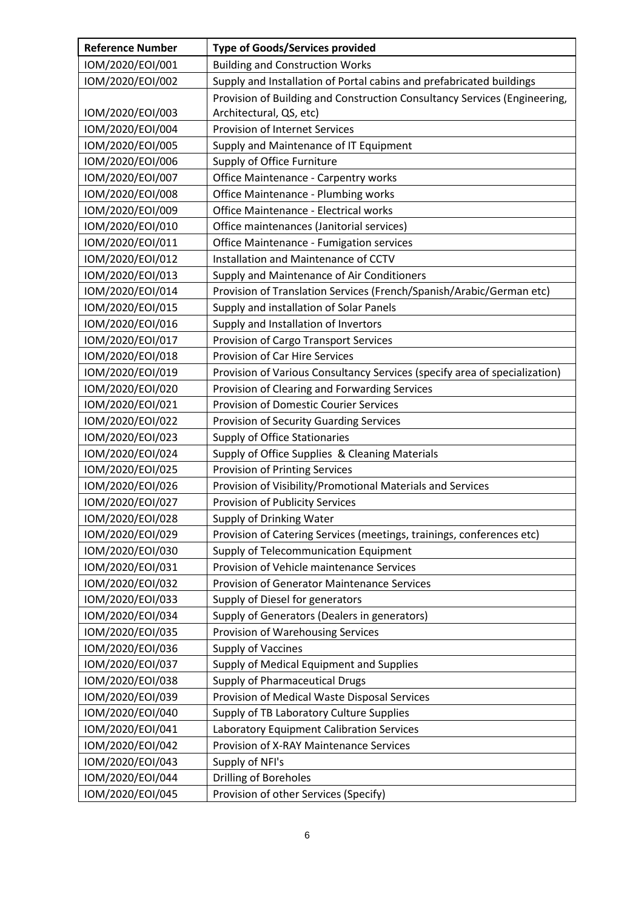| Reference Number | Type of Goods/Services provided |
|---|---|
| IOM/2020/EOI/001 | Building and Construction Works |
| IOM/2020/EOI/002 | Supply and Installation of Portal cabins and prefabricated buildings |
| IOM/2020/EOI/003 | Provision of Building and Construction Consultancy Services (Engineering, Architectural, QS, etc) |
| IOM/2020/EOI/004 | Provision of Internet Services |
| IOM/2020/EOI/005 | Supply and Maintenance of IT Equipment |
| IOM/2020/EOI/006 | Supply of Office Furniture |
| IOM/2020/EOI/007 | Office Maintenance - Carpentry works |
| IOM/2020/EOI/008 | Office Maintenance - Plumbing works |
| IOM/2020/EOI/009 | Office Maintenance - Electrical works |
| IOM/2020/EOI/010 | Office maintenances (Janitorial services) |
| IOM/2020/EOI/011 | Office Maintenance - Fumigation services |
| IOM/2020/EOI/012 | Installation and Maintenance of CCTV |
| IOM/2020/EOI/013 | Supply and Maintenance of Air Conditioners |
| IOM/2020/EOI/014 | Provision of Translation Services (French/Spanish/Arabic/German etc) |
| IOM/2020/EOI/015 | Supply and installation of Solar Panels |
| IOM/2020/EOI/016 | Supply and Installation of Invertors |
| IOM/2020/EOI/017 | Provision of Cargo Transport Services |
| IOM/2020/EOI/018 | Provision of Car Hire Services |
| IOM/2020/EOI/019 | Provision of Various Consultancy Services (specify area of specialization) |
| IOM/2020/EOI/020 | Provision of Clearing and Forwarding Services |
| IOM/2020/EOI/021 | Provision of Domestic Courier Services |
| IOM/2020/EOI/022 | Provision of Security Guarding Services |
| IOM/2020/EOI/023 | Supply of Office Stationaries |
| IOM/2020/EOI/024 | Supply of Office Supplies & Cleaning Materials |
| IOM/2020/EOI/025 | Provision of Printing Services |
| IOM/2020/EOI/026 | Provision of Visibility/Promotional Materials and Services |
| IOM/2020/EOI/027 | Provision of Publicity Services |
| IOM/2020/EOI/028 | Supply of Drinking Water |
| IOM/2020/EOI/029 | Provision of Catering Services (meetings, trainings, conferences etc) |
| IOM/2020/EOI/030 | Supply of Telecommunication Equipment |
| IOM/2020/EOI/031 | Provision of Vehicle maintenance Services |
| IOM/2020/EOI/032 | Provision of Generator Maintenance Services |
| IOM/2020/EOI/033 | Supply of Diesel for generators |
| IOM/2020/EOI/034 | Supply of Generators (Dealers in generators) |
| IOM/2020/EOI/035 | Provision of Warehousing Services |
| IOM/2020/EOI/036 | Supply of Vaccines |
| IOM/2020/EOI/037 | Supply of Medical Equipment and Supplies |
| IOM/2020/EOI/038 | Supply of Pharmaceutical Drugs |
| IOM/2020/EOI/039 | Provision of Medical Waste Disposal Services |
| IOM/2020/EOI/040 | Supply of TB Laboratory Culture Supplies |
| IOM/2020/EOI/041 | Laboratory Equipment Calibration Services |
| IOM/2020/EOI/042 | Provision of X-RAY Maintenance Services |
| IOM/2020/EOI/043 | Supply of NFI's |
| IOM/2020/EOI/044 | Drilling of Boreholes |
| IOM/2020/EOI/045 | Provision of other Services (Specify) |